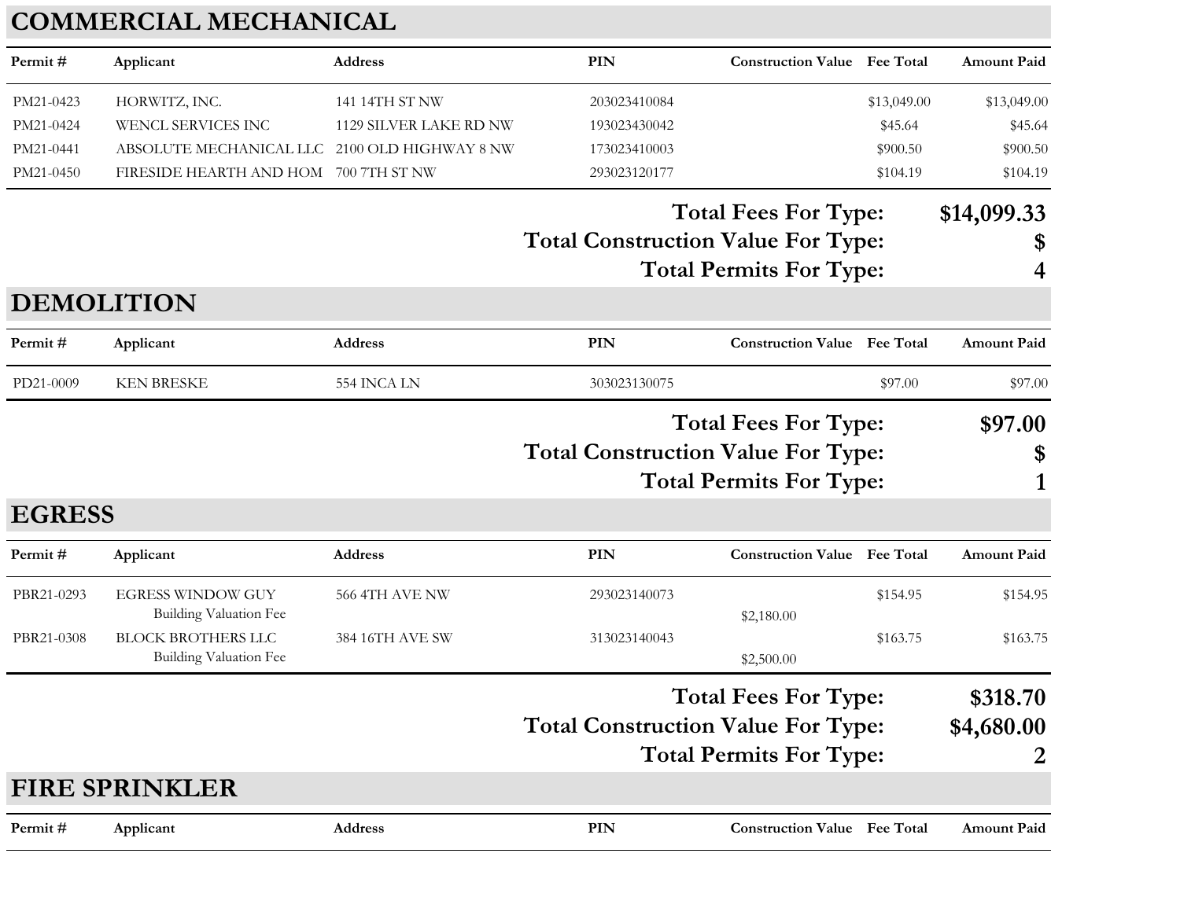## COMMERCIAL MECHANICAL

| Permit # | Applicant | Address | PIN | Construction Value | Fee Total | Amount Paid |
|---|---|---|---|---|---|---|
| PM21-0423 | HORWITZ, INC. | 141 14TH ST NW | 203023410084 | | $13,049.00 | $13,049.00 |
| PM21-0424 | WENCL SERVICES INC | 1129 SILVER LAKE RD NW | 193023430042 | | $45.64 | $45.64 |
| PM21-0441 | ABSOLUTE MECHANICAL LLC | 2100 OLD HIGHWAY 8 NW | 173023410003 | | $900.50 | $900.50 |
| PM21-0450 | FIRESIDE HEARTH AND HOM | 700 7TH ST NW | 293023120177 | | $104.19 | $104.19 |

**Total Fees For Type: $14,099.33**
**Total Construction Value For Type: $**
**Total Permits For Type: 4**

## DEMOLITION

| Permit # | Applicant | Address | PIN | Construction Value | Fee Total | Amount Paid |
|---|---|---|---|---|---|---|
| PD21-0009 | KEN BRESKE | 554 INCA LN | 303023130075 | | $97.00 | $97.00 |

**Total Fees For Type: $97.00**
**Total Construction Value For Type: $**
**Total Permits For Type: 1**

## EGRESS

| Permit # | Applicant | Address | PIN | Construction Value | Fee Total | Amount Paid |
|---|---|---|---|---|---|---|
| PBR21-0293 | EGRESS WINDOW GUY | 566 4TH AVE NW | 293023140073 | | $154.95 | $154.95 |
| | Building Valuation Fee | | | $2,180.00 | | |
| PBR21-0308 | BLOCK BROTHERS LLC | 384 16TH AVE SW | 313023140043 | | $163.75 | $163.75 |
| | Building Valuation Fee | | | $2,500.00 | | |

**Total Fees For Type: $318.70**
**Total Construction Value For Type: $4,680.00**
**Total Permits For Type: 2**

## FIRE SPRINKLER

| Permit # | Applicant | Address | PIN | Construction Value | Fee Total | Amount Paid |
|---|---|---|---|---|---|---|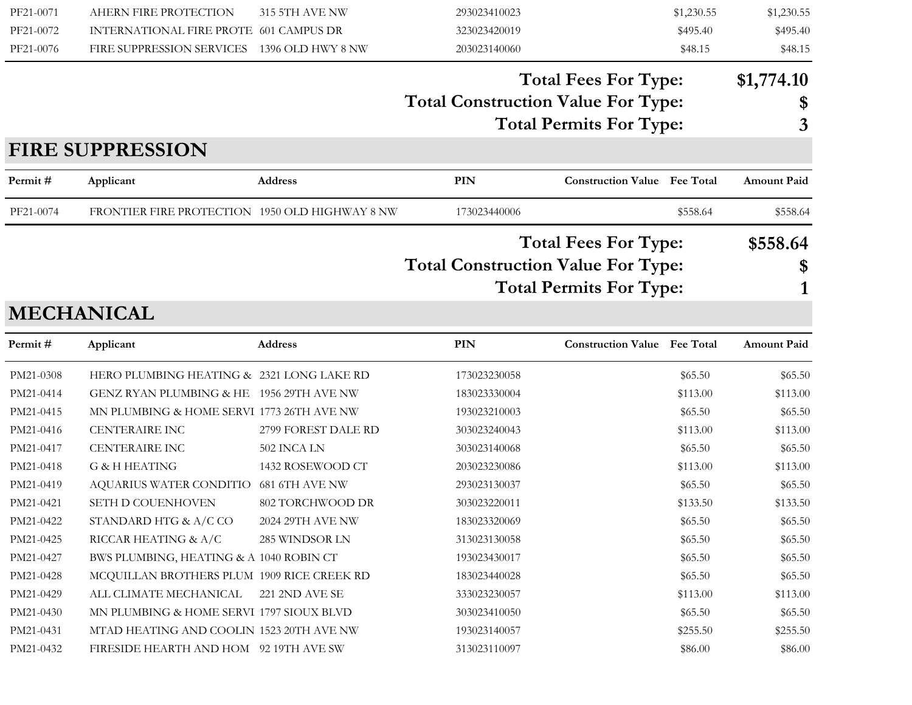| Permit # | Applicant | Address | PIN | Construction Value | Fee Total | Amount Paid |
|---|---|---|---|---|---|---|
| PF21-0071 | AHERN FIRE PROTECTION | 315 5TH AVE NW | 293023410023 | | $1,230.55 | $1,230.55 |
| PF21-0072 | INTERNATIONAL FIRE PROTE | 601 CAMPUS DR | 323023420019 | | $495.40 | $495.40 |
| PF21-0076 | FIRE SUPPRESSION SERVICES | 1396 OLD HWY 8 NW | 203023140060 | | $48.15 | $48.15 |

**Total Fees For Type: $1,774.10**

**Total Construction Value For Type: $**

**Total Permits For Type: 3**

## FIRE SUPPRESSION

| Permit # | Applicant | Address | PIN | Construction Value | Fee Total | Amount Paid |
|---|---|---|---|---|---|---|
| PF21-0074 | FRONTIER FIRE PROTECTION | 1950 OLD HIGHWAY 8 NW | 173023440006 | | $558.64 | $558.64 |

**Total Fees For Type: $558.64**

**Total Construction Value For Type: $**

**Total Permits For Type: 1**

## MECHANICAL

| Permit # | Applicant | Address | PIN | Construction Value | Fee Total | Amount Paid |
|---|---|---|---|---|---|---|
| PM21-0308 | HERO PLUMBING HEATING & | 2321 LONG LAKE RD | 173023230058 | | $65.50 | $65.50 |
| PM21-0414 | GENZ RYAN PLUMBING & HE | 1956 29TH AVE NW | 183023330004 | | $113.00 | $113.00 |
| PM21-0415 | MN PLUMBING & HOME SERVI | 1773 26TH AVE NW | 193023210003 | | $65.50 | $65.50 |
| PM21-0416 | CENTERAIRE INC | 2799 FOREST DALE RD | 303023240043 | | $113.00 | $113.00 |
| PM21-0417 | CENTERAIRE INC | 502 INCA LN | 303023140068 | | $65.50 | $65.50 |
| PM21-0418 | G & H HEATING | 1432 ROSEWOOD CT | 203023230086 | | $113.00 | $113.00 |
| PM21-0419 | AQUARIUS WATER CONDITIO | 681 6TH AVE NW | 293023130037 | | $65.50 | $65.50 |
| PM21-0421 | SETH D COUENHOVEN | 802 TORCHWOOD DR | 303023220011 | | $133.50 | $133.50 |
| PM21-0422 | STANDARD HTG & A/C CO | 2024 29TH AVE NW | 183023320069 | | $65.50 | $65.50 |
| PM21-0425 | RICCAR HEATING & A/C | 285 WINDSOR LN | 313023130058 | | $65.50 | $65.50 |
| PM21-0427 | BWS PLUMBING, HEATING & A | 1040 ROBIN CT | 193023430017 | | $65.50 | $65.50 |
| PM21-0428 | MCQUILLAN BROTHERS PLUM | 1909 RICE CREEK RD | 183023440028 | | $65.50 | $65.50 |
| PM21-0429 | ALL CLIMATE MECHANICAL | 221 2ND AVE SE | 333023230057 | | $113.00 | $113.00 |
| PM21-0430 | MN PLUMBING & HOME SERVI | 1797 SIOUX BLVD | 303023410050 | | $65.50 | $65.50 |
| PM21-0431 | MTAD HEATING AND COOLIN | 1523 20TH AVE NW | 193023140057 | | $255.50 | $255.50 |
| PM21-0432 | FIRESIDE HEARTH AND HOM | 92 19TH AVE SW | 313023110097 | | $86.00 | $86.00 |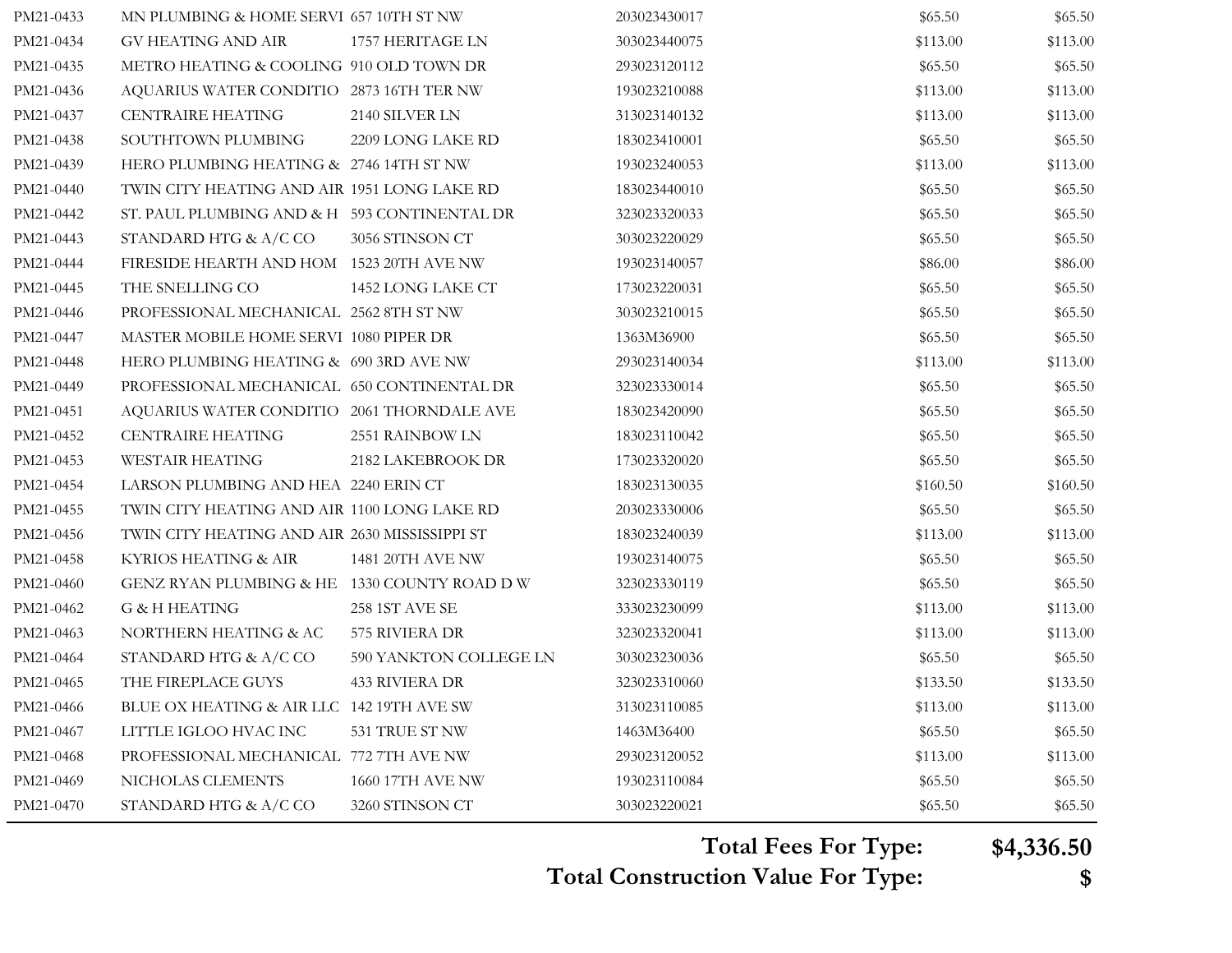| | | | | | |
|---|---|---|---|---|---|
| PM21-0433 | MN PLUMBING & HOME SERVI | 657 10TH ST NW | 203023430017 | $65.50 | $65.50 |
| PM21-0434 | GV HEATING AND AIR | 1757 HERITAGE LN | 303023440075 | $113.00 | $113.00 |
| PM21-0435 | METRO HEATING & COOLING | 910 OLD TOWN DR | 293023120112 | $65.50 | $65.50 |
| PM21-0436 | AQUARIUS WATER CONDITIO | 2873 16TH TER NW | 193023210088 | $113.00 | $113.00 |
| PM21-0437 | CENTRAIRE HEATING | 2140 SILVER LN | 313023140132 | $113.00 | $113.00 |
| PM21-0438 | SOUTHTOWN PLUMBING | 2209 LONG LAKE RD | 183023410001 | $65.50 | $65.50 |
| PM21-0439 | HERO PLUMBING HEATING & | 2746 14TH ST NW | 193023240053 | $113.00 | $113.00 |
| PM21-0440 | TWIN CITY HEATING AND AIR | 1951 LONG LAKE RD | 183023440010 | $65.50 | $65.50 |
| PM21-0442 | ST. PAUL PLUMBING AND & H | 593 CONTINENTAL DR | 323023320033 | $65.50 | $65.50 |
| PM21-0443 | STANDARD HTG & A/C CO | 3056 STINSON CT | 303023220029 | $65.50 | $65.50 |
| PM21-0444 | FIRESIDE HEARTH AND HOM | 1523 20TH AVE NW | 193023140057 | $86.00 | $86.00 |
| PM21-0445 | THE SNELLING CO | 1452 LONG LAKE CT | 173023220031 | $65.50 | $65.50 |
| PM21-0446 | PROFESSIONAL MECHANICAL | 2562 8TH ST NW | 303023210015 | $65.50 | $65.50 |
| PM21-0447 | MASTER MOBILE HOME SERVI | 1080 PIPER DR | 1363M36900 | $65.50 | $65.50 |
| PM21-0448 | HERO PLUMBING HEATING & | 690 3RD AVE NW | 293023140034 | $113.00 | $113.00 |
| PM21-0449 | PROFESSIONAL MECHANICAL | 650 CONTINENTAL DR | 323023330014 | $65.50 | $65.50 |
| PM21-0451 | AQUARIUS WATER CONDITIO | 2061 THORNDALE AVE | 183023420090 | $65.50 | $65.50 |
| PM21-0452 | CENTRAIRE HEATING | 2551 RAINBOW LN | 183023110042 | $65.50 | $65.50 |
| PM21-0453 | WESTAIR HEATING | 2182 LAKEBROOK DR | 173023320020 | $65.50 | $65.50 |
| PM21-0454 | LARSON PLUMBING AND HEA | 2240 ERIN CT | 183023130035 | $160.50 | $160.50 |
| PM21-0455 | TWIN CITY HEATING AND AIR | 1100 LONG LAKE RD | 203023330006 | $65.50 | $65.50 |
| PM21-0456 | TWIN CITY HEATING AND AIR | 2630 MISSISSIPPI ST | 183023240039 | $113.00 | $113.00 |
| PM21-0458 | KYRIOS HEATING & AIR | 1481 20TH AVE NW | 193023140075 | $65.50 | $65.50 |
| PM21-0460 | GENZ RYAN PLUMBING & HE | 1330 COUNTY ROAD D W | 323023330119 | $65.50 | $65.50 |
| PM21-0462 | G & H HEATING | 258 1ST AVE SE | 333023230099 | $113.00 | $113.00 |
| PM21-0463 | NORTHERN HEATING & AC | 575 RIVIERA DR | 323023320041 | $113.00 | $113.00 |
| PM21-0464 | STANDARD HTG & A/C CO | 590 YANKTON COLLEGE LN | 303023230036 | $65.50 | $65.50 |
| PM21-0465 | THE FIREPLACE GUYS | 433 RIVIERA DR | 323023310060 | $133.50 | $133.50 |
| PM21-0466 | BLUE OX HEATING & AIR LLC | 142 19TH AVE SW | 313023110085 | $113.00 | $113.00 |
| PM21-0467 | LITTLE IGLOO HVAC INC | 531 TRUE ST NW | 1463M36400 | $65.50 | $65.50 |
| PM21-0468 | PROFESSIONAL MECHANICAL | 772 7TH AVE NW | 293023120052 | $113.00 | $113.00 |
| PM21-0469 | NICHOLAS CLEMENTS | 1660 17TH AVE NW | 193023110084 | $65.50 | $65.50 |
| PM21-0470 | STANDARD HTG & A/C CO | 3260 STINSON CT | 303023220021 | $65.50 | $65.50 |

**Total Fees For Type: $4,336.50**

**Total Construction Value For Type: $**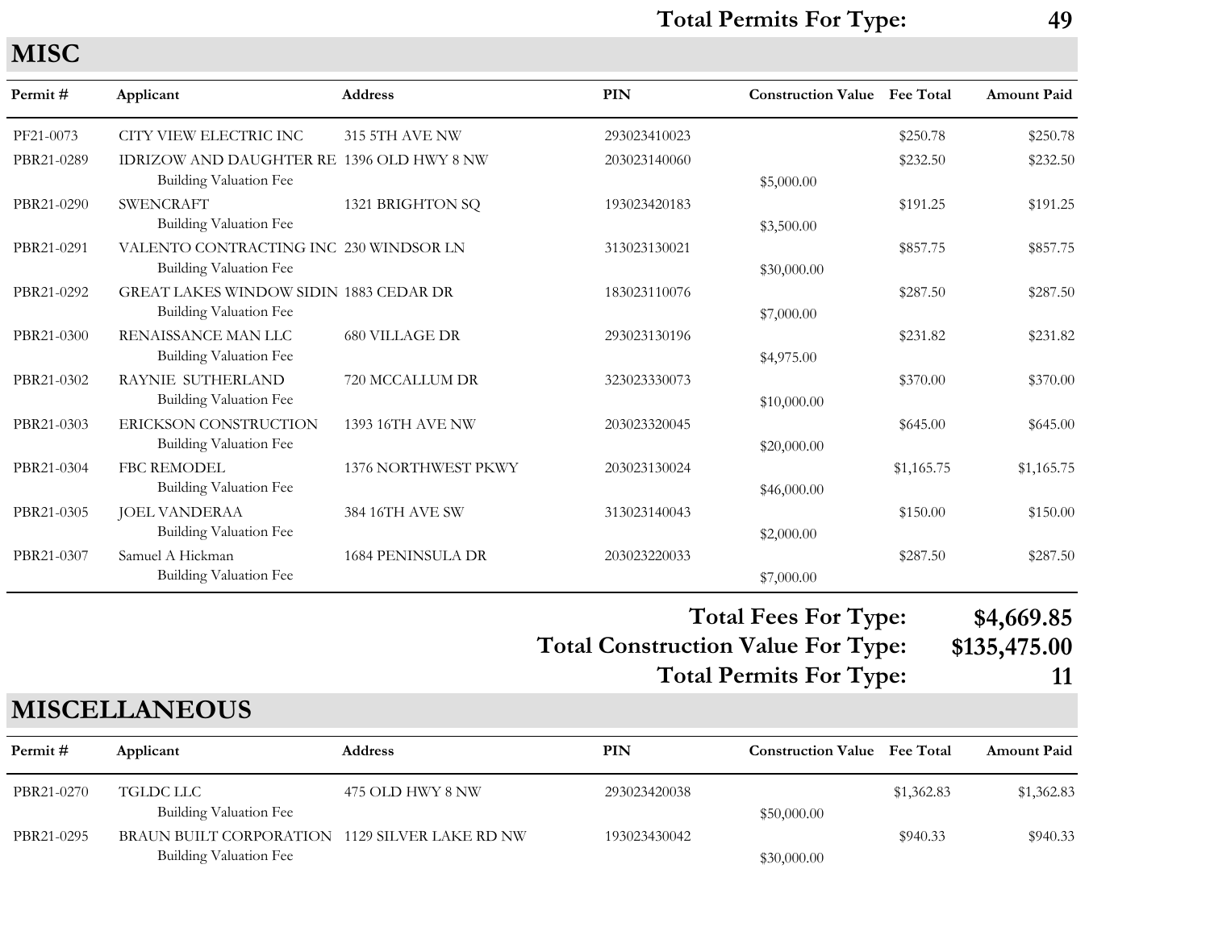**Total Permits For Type: 49**

## MISC

| Permit # | Applicant | Address | PIN | Construction Value | Fee Total | Amount Paid |
|---|---|---|---|---|---|---|
| PF21-0073 | CITY VIEW ELECTRIC INC | 315 5TH AVE NW | 293023410023 | | $250.78 | $250.78 |
| PBR21-0289 | IDRIZOW AND DAUGHTER RE | 1396 OLD HWY 8 NW | 203023140060 | | $232.50 | $232.50 |
| | Building Valuation Fee | | | $5,000.00 | | |
| PBR21-0290 | SWENCRAFT | 1321 BRIGHTON SQ | 193023420183 | | $191.25 | $191.25 |
| | Building Valuation Fee | | | $3,500.00 | | |
| PBR21-0291 | VALENTO CONTRACTING INC | 230 WINDSOR LN | 313023130021 | | $857.75 | $857.75 |
| | Building Valuation Fee | | | $30,000.00 | | |
| PBR21-0292 | GREAT LAKES WINDOW SIDIN | 1883 CEDAR DR | 183023110076 | | $287.50 | $287.50 |
| | Building Valuation Fee | | | $7,000.00 | | |
| PBR21-0300 | RENAISSANCE MAN LLC | 680 VILLAGE DR | 293023130196 | | $231.82 | $231.82 |
| | Building Valuation Fee | | | $4,975.00 | | |
| PBR21-0302 | RAYNIE SUTHERLAND | 720 MCCALLUM DR | 323023330073 | | $370.00 | $370.00 |
| | Building Valuation Fee | | | $10,000.00 | | |
| PBR21-0303 | ERICKSON CONSTRUCTION | 1393 16TH AVE NW | 203023320045 | | $645.00 | $645.00 |
| | Building Valuation Fee | | | $20,000.00 | | |
| PBR21-0304 | FBC REMODEL | 1376 NORTHWEST PKWY | 203023130024 | | $1,165.75 | $1,165.75 |
| | Building Valuation Fee | | | $46,000.00 | | |
| PBR21-0305 | JOEL VANDERAA | 384 16TH AVE SW | 313023140043 | | $150.00 | $150.00 |
| | Building Valuation Fee | | | $2,000.00 | | |
| PBR21-0307 | Samuel A Hickman | 1684 PENINSULA DR | 203023220033 | | $287.50 | $287.50 |
| | Building Valuation Fee | | | $7,000.00 | | |

**Total Fees For Type: $4,669.85**

**Total Construction Value For Type: $135,475.00**

**Total Permits For Type: 11**

## MISCELLANEOUS

| Permit # | Applicant | Address | PIN | Construction Value | Fee Total | Amount Paid |
|---|---|---|---|---|---|---|
| PBR21-0270 | TGLDC LLC | 475 OLD HWY 8 NW | 293023420038 | | $1,362.83 | $1,362.83 |
| | Building Valuation Fee | | | $50,000.00 | | |
| PBR21-0295 | BRAUN BUILT CORPORATION | 1129 SILVER LAKE RD NW | 193023430042 | | $940.33 | $940.33 |
| | Building Valuation Fee | | | $30,000.00 | | |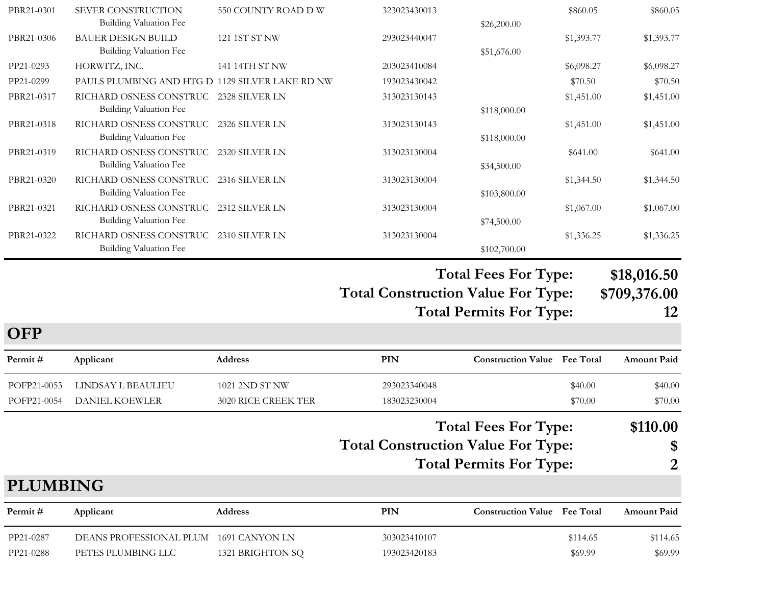| Permit # | Applicant | Address | PIN | Construction Value | Fee Total | Amount Paid |
|---|---|---|---|---|---|---|
| PBR21-0301 | SEVER CONSTRUCTION | 550 COUNTY ROAD D W | 323023430013 | | $860.05 | $860.05 |
| | Building Valuation Fee | | | $26,200.00 | | |
| PBR21-0306 | BAUER DESIGN BUILD | 121 1ST ST NW | 293023440047 | | $1,393.77 | $1,393.77 |
| | Building Valuation Fee | | | $51,676.00 | | |
| PP21-0293 | HORWITZ, INC. | 141 14TH ST NW | 203023410084 | | $6,098.27 | $6,098.27 |
| PP21-0299 | PAULS PLUMBING AND HTG D | 1129 SILVER LAKE RD NW | 193023430042 | | $70.50 | $70.50 |
| PBR21-0317 | RICHARD OSNESS CONSTRUC | 2328 SILVER LN | 313023130143 | | $1,451.00 | $1,451.00 |
| | Building Valuation Fee | | | $118,000.00 | | |
| PBR21-0318 | RICHARD OSNESS CONSTRUC | 2326 SILVER LN | 313023130143 | | $1,451.00 | $1,451.00 |
| | Building Valuation Fee | | | $118,000.00 | | |
| PBR21-0319 | RICHARD OSNESS CONSTRUC | 2320 SILVER LN | 313023130004 | | $641.00 | $641.00 |
| | Building Valuation Fee | | | $34,500.00 | | |
| PBR21-0320 | RICHARD OSNESS CONSTRUC | 2316 SILVER LN | 313023130004 | | $1,344.50 | $1,344.50 |
| | Building Valuation Fee | | | $103,800.00 | | |
| PBR21-0321 | RICHARD OSNESS CONSTRUC | 2312 SILVER LN | 313023130004 | | $1,067.00 | $1,067.00 |
| | Building Valuation Fee | | | $74,500.00 | | |
| PBR21-0322 | RICHARD OSNESS CONSTRUC | 2310 SILVER LN | 313023130004 | | $1,336.25 | $1,336.25 |
| | Building Valuation Fee | | | $102,700.00 | | |

**Total Fees For Type: $18,016.50**
**Total Construction Value For Type: $709,376.00**
**Total Permits For Type: 12**

## OFP

| Permit # | Applicant | Address | PIN | Construction Value | Fee Total | Amount Paid |
|---|---|---|---|---|---|---|
| POFP21-0053 | LINDSAY L BEAULIEU | 1021 2ND ST NW | 293023340048 | | $40.00 | $40.00 |
| POFP21-0054 | DANIEL KOEWLER | 3020 RICE CREEK TER | 183023230004 | | $70.00 | $70.00 |

**Total Fees For Type: $110.00**
**Total Construction Value For Type: $**
**Total Permits For Type: 2**

## PLUMBING

| Permit # | Applicant | Address | PIN | Construction Value | Fee Total | Amount Paid |
|---|---|---|---|---|---|---|
| PP21-0287 | DEANS PROFESSIONAL PLUM | 1691 CANYON LN | 303023410107 | | $114.65 | $114.65 |
| PP21-0288 | PETES PLUMBING LLC | 1321 BRIGHTON SQ | 193023420183 | | $69.99 | $69.99 |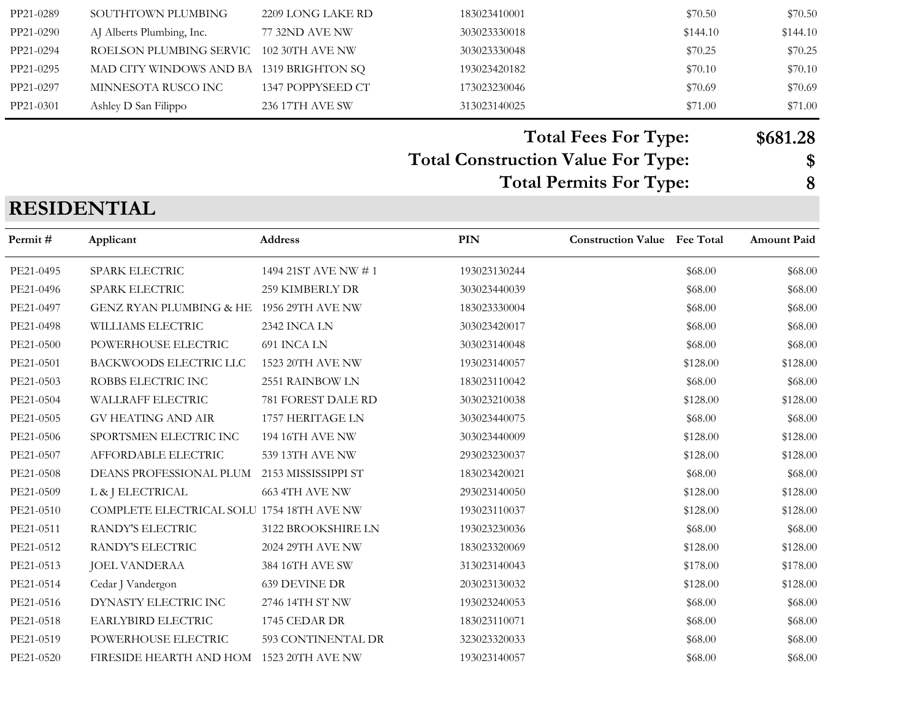| Permit # | Applicant | Address | PIN | Construction Value | Fee Total | Amount Paid |
|---|---|---|---|---|---|---|
| PP21-0289 | SOUTHTOWN PLUMBING | 2209 LONG LAKE RD | 183023410001 | | $70.50 | $70.50 |
| PP21-0290 | AJ Alberts Plumbing, Inc. | 77 32ND AVE NW | 303023330018 | | $144.10 | $144.10 |
| PP21-0294 | ROELSON PLUMBING SERVIC | 102 30TH AVE NW | 303023330048 | | $70.25 | $70.25 |
| PP21-0295 | MAD CITY WINDOWS AND BA | 1319 BRIGHTON SQ | 193023420182 | | $70.10 | $70.10 |
| PP21-0297 | MINNESOTA RUSCO INC | 1347 POPPYSEED CT | 173023230046 | | $70.69 | $70.69 |
| PP21-0301 | Ashley D San Filippo | 236 17TH AVE SW | 313023140025 | | $71.00 | $71.00 |

**Total Fees For Type: $681.28**

**Total Construction Value For Type: $**

**Total Permits For Type: 8**

## RESIDENTIAL

| Permit # | Applicant | Address | PIN | Construction Value | Fee Total | Amount Paid |
|---|---|---|---|---|---|---|
| PE21-0495 | SPARK ELECTRIC | 1494 21ST AVE NW # 1 | 193023130244 | | $68.00 | $68.00 |
| PE21-0496 | SPARK ELECTRIC | 259 KIMBERLY DR | 303023440039 | | $68.00 | $68.00 |
| PE21-0497 | GENZ RYAN PLUMBING & HE | 1956 29TH AVE NW | 183023330004 | | $68.00 | $68.00 |
| PE21-0498 | WILLIAMS ELECTRIC | 2342 INCA LN | 303023420017 | | $68.00 | $68.00 |
| PE21-0500 | POWERHOUSE ELECTRIC | 691 INCA LN | 303023140048 | | $68.00 | $68.00 |
| PE21-0501 | BACKWOODS ELECTRIC LLC | 1523 20TH AVE NW | 193023140057 | | $128.00 | $128.00 |
| PE21-0503 | ROBBS ELECTRIC INC | 2551 RAINBOW LN | 183023110042 | | $68.00 | $68.00 |
| PE21-0504 | WALLRAFF ELECTRIC | 781 FOREST DALE RD | 303023210038 | | $128.00 | $128.00 |
| PE21-0505 | GV HEATING AND AIR | 1757 HERITAGE LN | 303023440075 | | $68.00 | $68.00 |
| PE21-0506 | SPORTSMEN ELECTRIC INC | 194 16TH AVE NW | 303023440009 | | $128.00 | $128.00 |
| PE21-0507 | AFFORDABLE ELECTRIC | 539 13TH AVE NW | 293023230037 | | $128.00 | $128.00 |
| PE21-0508 | DEANS PROFESSIONAL PLUM | 2153 MISSISSIPPI ST | 183023420021 | | $68.00 | $68.00 |
| PE21-0509 | L & J ELECTRICAL | 663 4TH AVE NW | 293023140050 | | $128.00 | $128.00 |
| PE21-0510 | COMPLETE ELECTRICAL SOLU | 1754 18TH AVE NW | 193023110037 | | $128.00 | $128.00 |
| PE21-0511 | RANDY'S ELECTRIC | 3122 BROOKSHIRE LN | 193023230036 | | $68.00 | $68.00 |
| PE21-0512 | RANDY'S ELECTRIC | 2024 29TH AVE NW | 183023320069 | | $128.00 | $128.00 |
| PE21-0513 | JOEL VANDERAA | 384 16TH AVE SW | 313023140043 | | $178.00 | $178.00 |
| PE21-0514 | Cedar J Vandergon | 639 DEVINE DR | 203023130032 | | $128.00 | $128.00 |
| PE21-0516 | DYNASTY ELECTRIC INC | 2746 14TH ST NW | 193023240053 | | $68.00 | $68.00 |
| PE21-0518 | EARLYBIRD ELECTRIC | 1745 CEDAR DR | 183023110071 | | $68.00 | $68.00 |
| PE21-0519 | POWERHOUSE ELECTRIC | 593 CONTINENTAL DR | 323023320033 | | $68.00 | $68.00 |
| PE21-0520 | FIRESIDE HEARTH AND HOM | 1523 20TH AVE NW | 193023140057 | | $68.00 | $68.00 |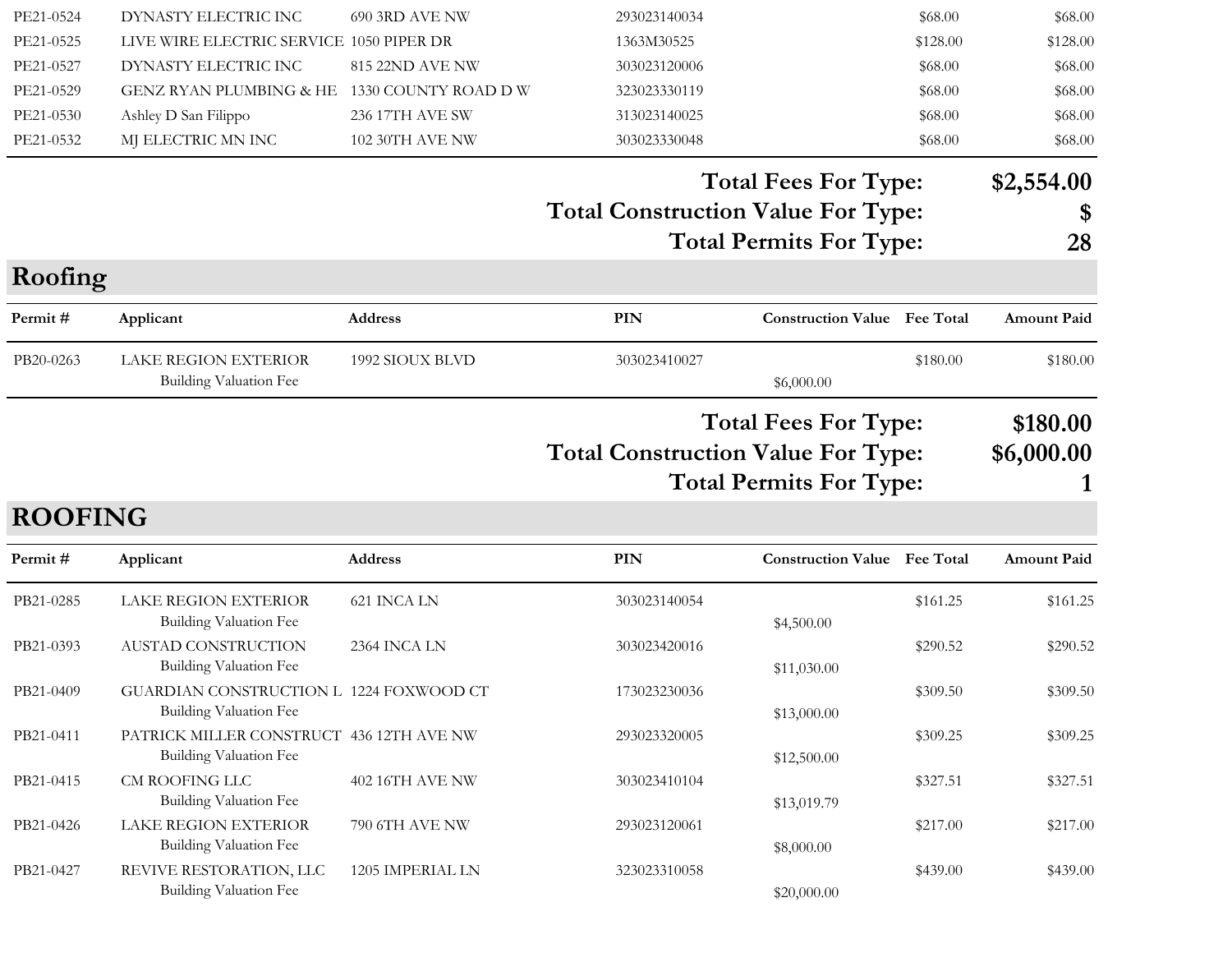| Permit # | Applicant | Address | PIN | Construction Value | Fee Total | Amount Paid |
|---|---|---|---|---|---|---|
| PE21-0524 | DYNASTY ELECTRIC INC | 690 3RD AVE NW | 293023140034 | | $68.00 | $68.00 |
| PE21-0525 | LIVE WIRE ELECTRIC SERVICE | 1050 PIPER DR | 1363M30525 | | $128.00 | $128.00 |
| PE21-0527 | DYNASTY ELECTRIC INC | 815 22ND AVE NW | 303023120006 | | $68.00 | $68.00 |
| PE21-0529 | GENZ RYAN PLUMBING & HE | 1330 COUNTY ROAD D W | 323023330119 | | $68.00 | $68.00 |
| PE21-0530 | Ashley D San Filippo | 236 17TH AVE SW | 313023140025 | | $68.00 | $68.00 |
| PE21-0532 | MJ ELECTRIC MN INC | 102 30TH AVE NW | 303023330048 | | $68.00 | $68.00 |

**Total Fees For Type: $2,554.00**
**Total Construction Value For Type: $**
**Total Permits For Type: 28**

## Roofing

| Permit # | Applicant | Address | PIN | Construction Value | Fee Total | Amount Paid |
|---|---|---|---|---|---|---|
| PB20-0263 | LAKE REGION EXTERIOR | 1992 SIOUX BLVD | 303023410027 | | $180.00 | $180.00 |
| | Building Valuation Fee | | | $6,000.00 | | |

**Total Fees For Type: $180.00**
**Total Construction Value For Type: $6,000.00**
**Total Permits For Type: 1**

## ROOFING

| Permit # | Applicant | Address | PIN | Construction Value | Fee Total | Amount Paid |
|---|---|---|---|---|---|---|
| PB21-0285 | LAKE REGION EXTERIOR | 621 INCA LN | 303023140054 | | $161.25 | $161.25 |
| | Building Valuation Fee | | | $4,500.00 | | |
| PB21-0393 | AUSTAD CONSTRUCTION | 2364 INCA LN | 303023420016 | | $290.52 | $290.52 |
| | Building Valuation Fee | | | $11,030.00 | | |
| PB21-0409 | GUARDIAN CONSTRUCTION L | 1224 FOXWOOD CT | 173023230036 | | $309.50 | $309.50 |
| | Building Valuation Fee | | | $13,000.00 | | |
| PB21-0411 | PATRICK MILLER CONSTRUCT | 436 12TH AVE NW | 293023320005 | | $309.25 | $309.25 |
| | Building Valuation Fee | | | $12,500.00 | | |
| PB21-0415 | CM ROOFING LLC | 402 16TH AVE NW | 303023410104 | | $327.51 | $327.51 |
| | Building Valuation Fee | | | $13,019.79 | | |
| PB21-0426 | LAKE REGION EXTERIOR | 790 6TH AVE NW | 293023120061 | | $217.00 | $217.00 |
| | Building Valuation Fee | | | $8,000.00 | | |
| PB21-0427 | REVIVE RESTORATION, LLC | 1205 IMPERIAL LN | 323023310058 | | $439.00 | $439.00 |
| | Building Valuation Fee | | | $20,000.00 | | |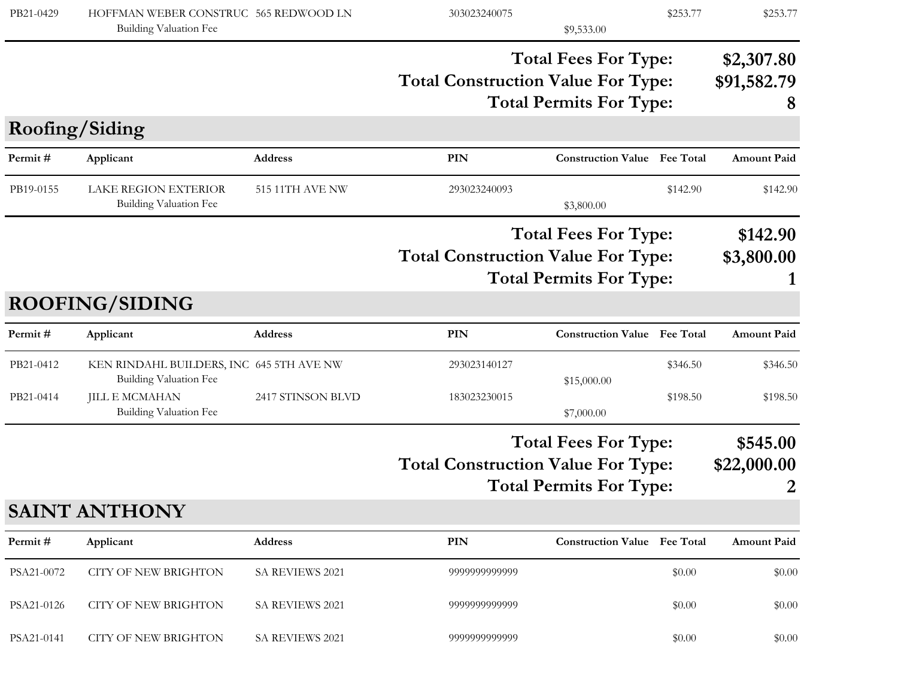| Permit # | Applicant | Address | PIN | Construction Value | Fee Total | Amount Paid |
|---|---|---|---|---|---|---|
| PB21-0429 | HOFFMAN WEBER CONSTRUC | 565 REDWOOD LN | 303023240075 | | $253.77 | $253.77 |
| | Building Valuation Fee | | | $9,533.00 | | |

**Total Fees For Type:** **$2,307.80**

**Total Construction Value For Type:** **$91,582.79**

**Total Permits For Type:** **8**

## Roofing/Siding

| Permit # | Applicant | Address | PIN | Construction Value | Fee Total | Amount Paid |
|---|---|---|---|---|---|---|
| PB19-0155 | LAKE REGION EXTERIOR | 515 11TH AVE NW | 293023240093 | | $142.90 | $142.90 |
| | Building Valuation Fee | | | $3,800.00 | | |

**Total Fees For Type:** **$142.90**

**Total Construction Value For Type:** **$3,800.00**

**Total Permits For Type:** **1**

## ROOFING/SIDING

| Permit # | Applicant | Address | PIN | Construction Value | Fee Total | Amount Paid |
|---|---|---|---|---|---|---|
| PB21-0412 | KEN RINDAHL BUILDERS, INC | 645 5TH AVE NW | 293023140127 | | $346.50 | $346.50 |
| | Building Valuation Fee | | | $15,000.00 | | |
| PB21-0414 | JILL E MCMAHAN | 2417 STINSON BLVD | 183023230015 | | $198.50 | $198.50 |
| | Building Valuation Fee | | | $7,000.00 | | |

**Total Fees For Type:** **$545.00**

**Total Construction Value For Type:** **$22,000.00**

**Total Permits For Type:** **2**

## SAINT ANTHONY

| Permit # | Applicant | Address | PIN | Construction Value | Fee Total | Amount Paid |
|---|---|---|---|---|---|---|
| PSA21-0072 | CITY OF NEW BRIGHTON | SA REVIEWS 2021 | 9999999999999 | | $0.00 | $0.00 |
| PSA21-0126 | CITY OF NEW BRIGHTON | SA REVIEWS 2021 | 9999999999999 | | $0.00 | $0.00 |
| PSA21-0141 | CITY OF NEW BRIGHTON | SA REVIEWS 2021 | 9999999999999 | | $0.00 | $0.00 |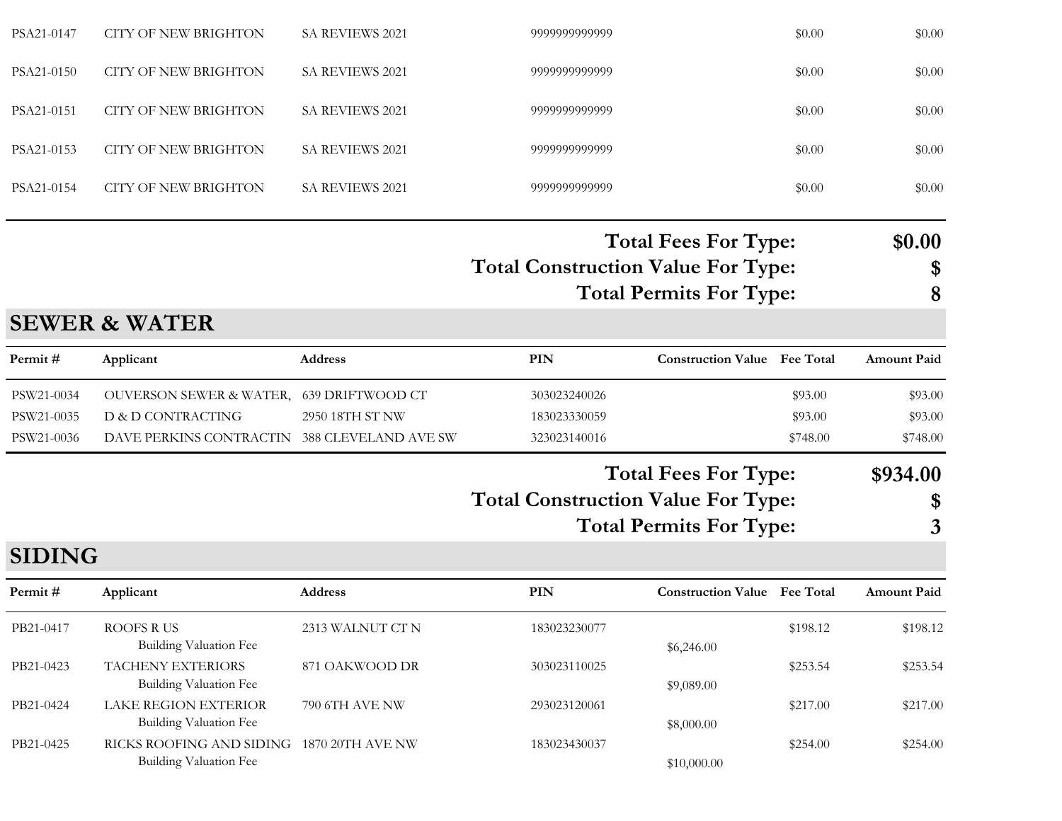| Permit # | Applicant | Address | PIN | Construction Value | Fee Total | Amount Paid |
|---|---|---|---|---|---|---|
| PSA21-0147 | CITY OF NEW BRIGHTON | SA REVIEWS 2021 | 9999999999999 | | $0.00 | $0.00 |
| PSA21-0150 | CITY OF NEW BRIGHTON | SA REVIEWS 2021 | 9999999999999 | | $0.00 | $0.00 |
| PSA21-0151 | CITY OF NEW BRIGHTON | SA REVIEWS 2021 | 9999999999999 | | $0.00 | $0.00 |
| PSA21-0153 | CITY OF NEW BRIGHTON | SA REVIEWS 2021 | 9999999999999 | | $0.00 | $0.00 |
| PSA21-0154 | CITY OF NEW BRIGHTON | SA REVIEWS 2021 | 9999999999999 | | $0.00 | $0.00 |

**Total Fees For Type: $0.00**
**Total Construction Value For Type: $**
**Total Permits For Type: 8**

## SEWER & WATER

| Permit # | Applicant | Address | PIN | Construction Value | Fee Total | Amount Paid |
|---|---|---|---|---|---|---|
| PSW21-0034 | OUVERSON SEWER & WATER, | 639 DRIFTWOOD CT | 303023240026 | | $93.00 | $93.00 |
| PSW21-0035 | D & D CONTRACTING | 2950 18TH ST NW | 183023330059 | | $93.00 | $93.00 |
| PSW21-0036 | DAVE PERKINS CONTRACTIN | 388 CLEVELAND AVE SW | 323023140016 | | $748.00 | $748.00 |

**Total Fees For Type: $934.00**
**Total Construction Value For Type: $**
**Total Permits For Type: 3**

## SIDING

| Permit # | Applicant | Address | PIN | Construction Value | Fee Total | Amount Paid |
|---|---|---|---|---|---|---|
| PB21-0417 | ROOFS R US | 2313 WALNUT CT N | 183023230077 | | $198.12 | $198.12 |
| | Building Valuation Fee | | | $6,246.00 | | |
| PB21-0423 | TACHENY EXTERIORS | 871 OAKWOOD DR | 303023110025 | | $253.54 | $253.54 |
| | Building Valuation Fee | | | $9,089.00 | | |
| PB21-0424 | LAKE REGION EXTERIOR | 790 6TH AVE NW | 293023120061 | | $217.00 | $217.00 |
| | Building Valuation Fee | | | $8,000.00 | | |
| PB21-0425 | RICKS ROOFING AND SIDING | 1870 20TH AVE NW | 183023430037 | | $254.00 | $254.00 |
| | Building Valuation Fee | | | $10,000.00 | | |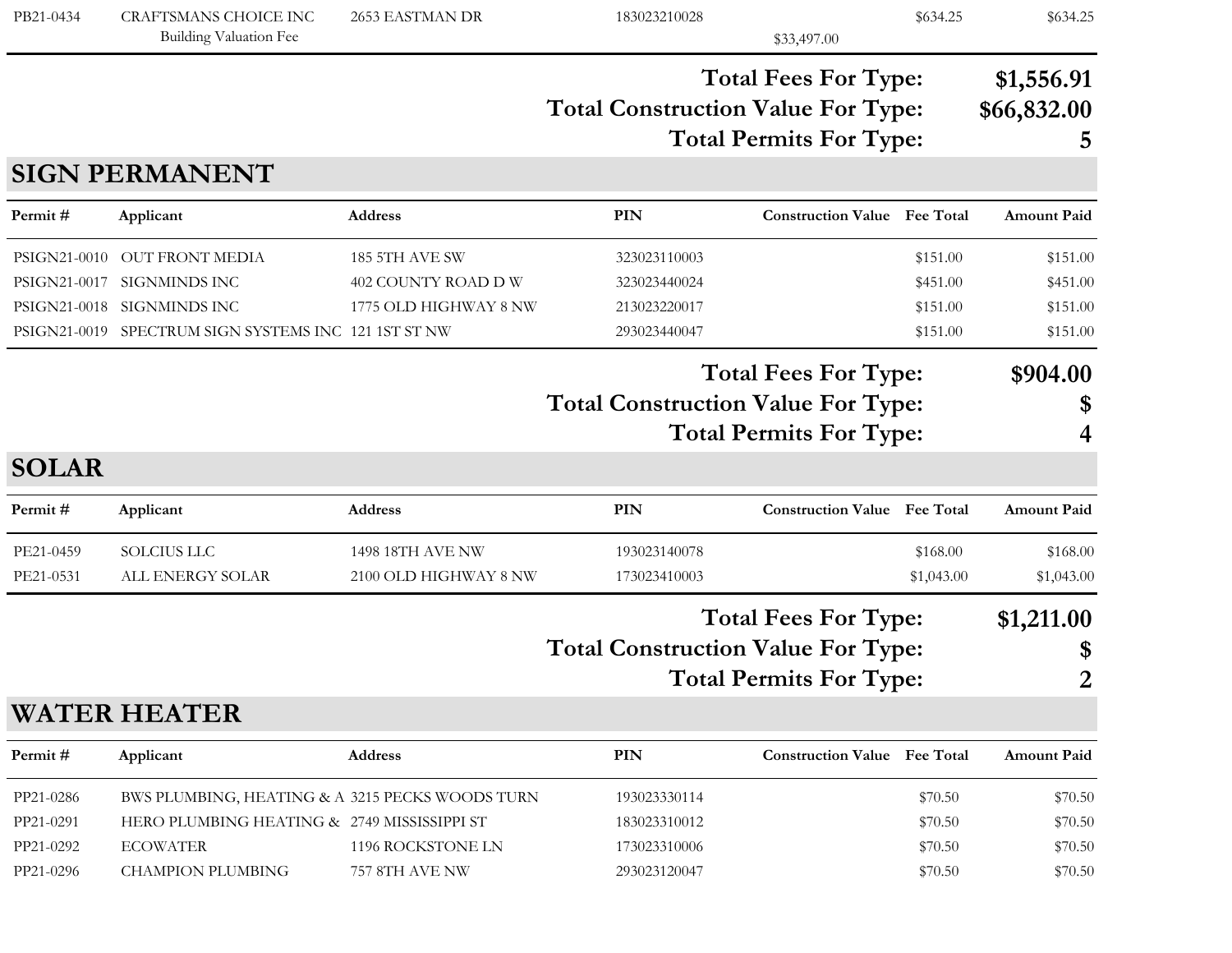| Permit # | Applicant | Address | PIN | Construction Value | Fee Total | Amount Paid |
|---|---|---|---|---|---|---|
| PB21-0434 | CRAFTSMANS CHOICE INC | 2653 EASTMAN DR | 183023210028 | | $634.25 | $634.25 |
| | Building Valuation Fee | | | $33,497.00 | | |

**Total Fees For Type: $1,556.91**

**Total Construction Value For Type: $66,832.00**

**Total Permits For Type: 5**

## SIGN PERMANENT

| Permit # | Applicant | Address | PIN | Construction Value | Fee Total | Amount Paid |
|---|---|---|---|---|---|---|
| PSIGN21-0010 | OUT FRONT MEDIA | 185 5TH AVE SW | 323023110003 | | $151.00 | $151.00 |
| PSIGN21-0017 | SIGNMINDS INC | 402 COUNTY ROAD D W | 323023440024 | | $451.00 | $451.00 |
| PSIGN21-0018 | SIGNMINDS INC | 1775 OLD HIGHWAY 8 NW | 213023220017 | | $151.00 | $151.00 |
| PSIGN21-0019 | SPECTRUM SIGN SYSTEMS INC | 121 1ST ST NW | 293023440047 | | $151.00 | $151.00 |

**Total Fees For Type: $904.00**

**Total Construction Value For Type: $**

**Total Permits For Type: 4**

## SOLAR

| Permit # | Applicant | Address | PIN | Construction Value | Fee Total | Amount Paid |
|---|---|---|---|---|---|---|
| PE21-0459 | SOLCIUS LLC | 1498 18TH AVE NW | 193023140078 | | $168.00 | $168.00 |
| PE21-0531 | ALL ENERGY SOLAR | 2100 OLD HIGHWAY 8 NW | 173023410003 | | $1,043.00 | $1,043.00 |

**Total Fees For Type: $1,211.00**

**Total Construction Value For Type: $**

**Total Permits For Type: 2**

## WATER HEATER

| Permit # | Applicant | Address | PIN | Construction Value | Fee Total | Amount Paid |
|---|---|---|---|---|---|---|
| PP21-0286 | BWS PLUMBING, HEATING & A | 3215 PECKS WOODS TURN | 193023330114 | | $70.50 | $70.50 |
| PP21-0291 | HERO PLUMBING HEATING & | 2749 MISSISSIPPI ST | 183023310012 | | $70.50 | $70.50 |
| PP21-0292 | ECOWATER | 1196 ROCKSTONE LN | 173023310006 | | $70.50 | $70.50 |
| PP21-0296 | CHAMPION PLUMBING | 757 8TH AVE NW | 293023120047 | | $70.50 | $70.50 |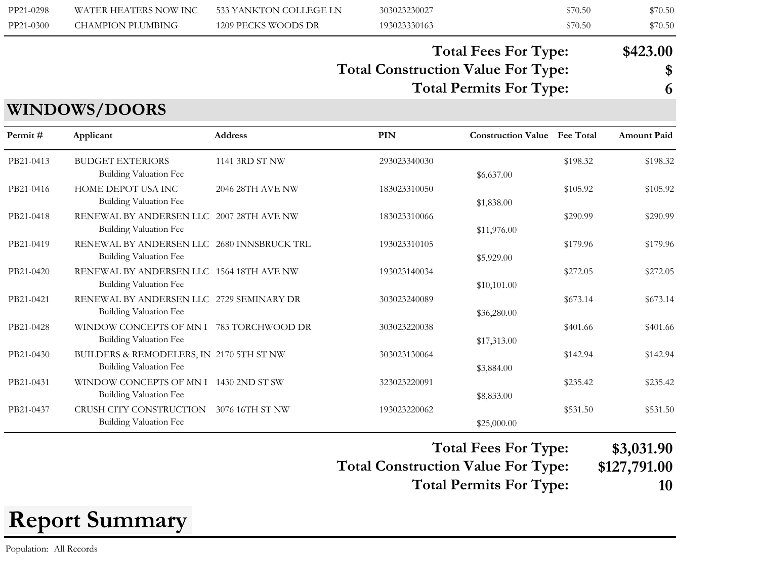| | | | | | | |
|---|---|---|---|---|---|---|
| PP21-0298 | WATER HEATERS NOW INC | 533 YANKTON COLLEGE LN | 303023230027 | | $70.50 | $70.50 |
| PP21-0300 | CHAMPION PLUMBING | 1209 PECKS WOODS DR | 193023330163 | | $70.50 | $70.50 |

**Total Fees For Type:** $423.00

**Total Construction Value For Type:** $

**Total Permits For Type:** 6

## WINDOWS/DOORS

| Permit # | Applicant | Address | PIN | Construction Value | Fee Total | Amount Paid |
|---|---|---|---|---|---|---|
| PB21-0413 | BUDGET EXTERIORS<br>Building Valuation Fee | 1141 3RD ST NW | 293023340030 | $6,637.00 | $198.32 | $198.32 |
| PB21-0416 | HOME DEPOT USA INC<br>Building Valuation Fee | 2046 28TH AVE NW | 183023310050 | $1,838.00 | $105.92 | $105.92 |
| PB21-0418 | RENEWAL BY ANDERSEN LLC<br>Building Valuation Fee | 2007 28TH AVE NW | 183023310066 | $11,976.00 | $290.99 | $290.99 |
| PB21-0419 | RENEWAL BY ANDERSEN LLC<br>Building Valuation Fee | 2680 INNSBRUCK TRL | 193023310105 | $5,929.00 | $179.96 | $179.96 |
| PB21-0420 | RENEWAL BY ANDERSEN LLC<br>Building Valuation Fee | 1564 18TH AVE NW | 193023140034 | $10,101.00 | $272.05 | $272.05 |
| PB21-0421 | RENEWAL BY ANDERSEN LLC<br>Building Valuation Fee | 2729 SEMINARY DR | 303023240089 | $36,280.00 | $673.14 | $673.14 |
| PB21-0428 | WINDOW CONCEPTS OF MN I<br>Building Valuation Fee | 783 TORCHWOOD DR | 303023220038 | $17,313.00 | $401.66 | $401.66 |
| PB21-0430 | BUILDERS & REMODELERS, IN<br>Building Valuation Fee | 2170 5TH ST NW | 303023130064 | $3,884.00 | $142.94 | $142.94 |
| PB21-0431 | WINDOW CONCEPTS OF MN I<br>Building Valuation Fee | 1430 2ND ST SW | 323023220091 | $8,833.00 | $235.42 | $235.42 |
| PB21-0437 | CRUSH CITY CONSTRUCTION<br>Building Valuation Fee | 3076 16TH ST NW | 193023220062 | $25,000.00 | $531.50 | $531.50 |

**Total Fees For Type:** $3,031.90

**Total Construction Value For Type:** $127,791.00

**Total Permits For Type:** 10

# Report Summary

Population: All Records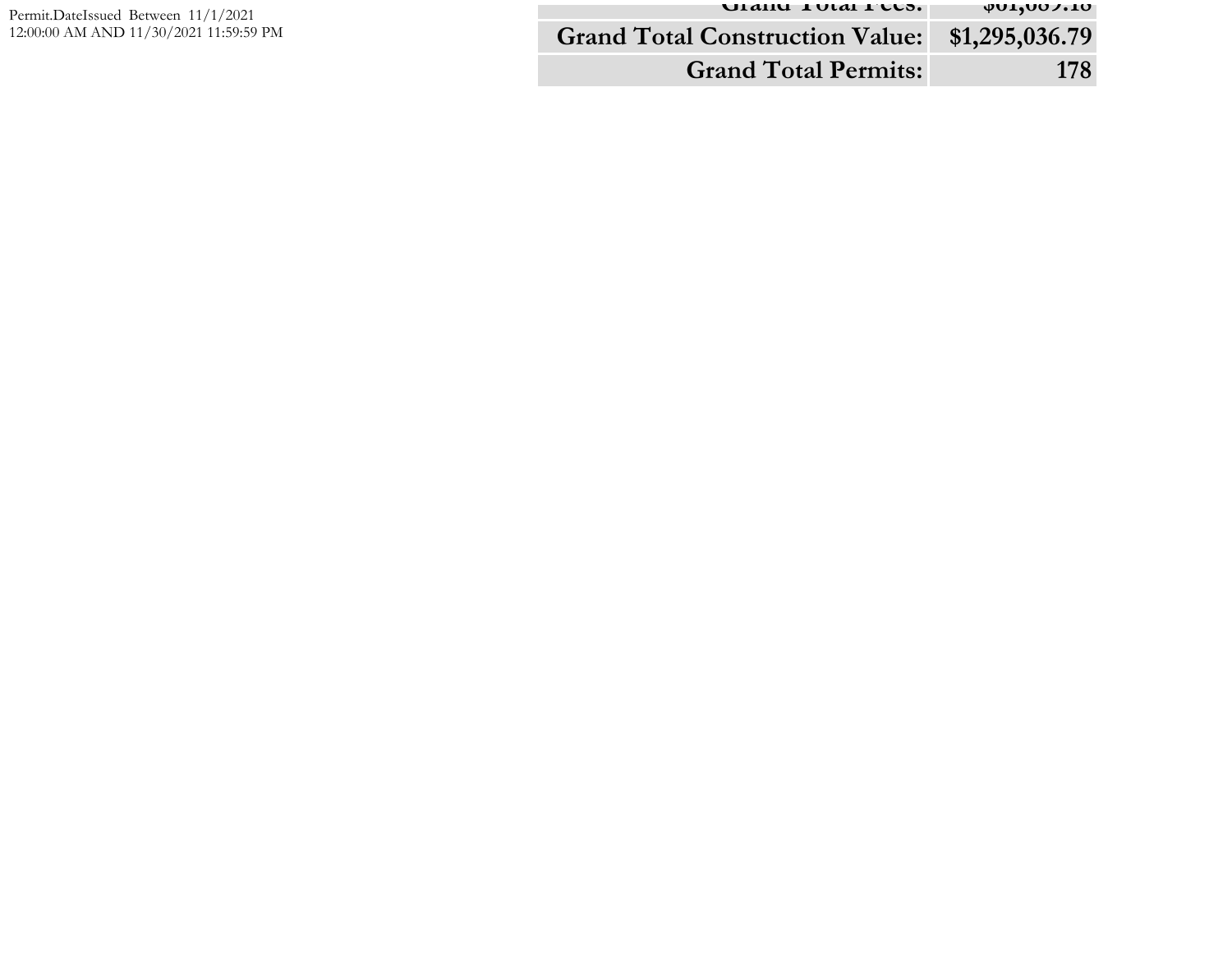Permit.DateIssued Between 11/1/2021 12:00:00 AM AND 11/30/2021 11:59:59 PM

| | |
|---|---|
| **Grand Total Fees:** | **$61,689.18** |
| **Grand Total Construction Value:** | **$1,295,036.79** |
| **Grand Total Permits:** | **178** |